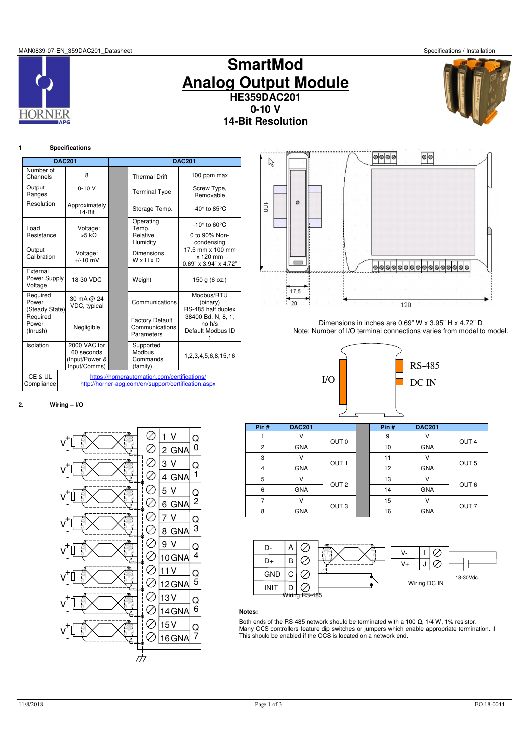# SmartMod

# Analog Output Module

## HE359DAC201

## 0-10 V

## 14-Bit Resolution

### 1 Specifications

| DAC201 | | | DAC201 | |
|---|---|---|---|---|
| Number of Channels | 8 | | Thermal Drift | 100 ppm max |
| Output Ranges | 0-10 V | | Terminal Type | Screw Type, Removable |
| Resolution | Approximately 14-Bit | | Storage Temp. | -40° to 85°C |
| Load Resistance | Voltage: >5 kΩ | | Operating Temp. | -10° to 60°C |
| | | | Relative Humidity | 0 to 90% Non-condensing |
| Output Calibration | Voltage: +/-10 mV | | Dimensions W x H x D | 17.5 mm x 100 mm x 120 mm 0.69" x 3.94" x 4.72" |
| External Power Supply Voltage | 18-30 VDC | | Weight | 150 g (6 oz.) |
| Required Power (Steady State) | 30 mA @ 24 VDC, typical | | Communications | Modbus/RTU (binary) RS-485 half duplex |
| Required Power (Inrush) | Negligible | | Factory Default Communications Parameters | 38400 Bd, N, 8, 1, no h/s Default Modbus ID 1 |
| Isolation | 2000 VAC for 60 seconds (Input/Power & Input/Comms) | | Supported Modbus Commands (family) | 1,2,3,4,5,6,8,15,16 |
| CE & UL Compliance | https://hornerautomation.com/certifications/ http://horner-apg.com/en/support/certification.aspx | | | |

Dimensions in inches are 0.69" W x 3.95" H x 4.72" D

Note: Number of I/O terminal connections varies from model to model.

### 2. Wiring – I/O

| Pin # | DAC201 | | | Pin # | DAC201 | |
|---|---|---|---|---|---|---|
| 1 | V | OUT 0 | | 9 | V | OUT 4 |
| 2 | GNA | | | 10 | GNA | |
| 3 | V | OUT 1 | | 11 | V | OUT 5 |
| 4 | GNA | | | 12 | GNA | |
| 5 | V | OUT 2 | | 13 | V | OUT 6 |
| 6 | GNA | | | 14 | GNA | |
| 7 | V | OUT 3 | | 15 | V | OUT 7 |
| 8 | GNA | | | 16 | GNA | |

Wiring RS-485

Wiring DC IN

18-30Vdc.

**Notes:**

Both ends of the RS-485 network should be terminated with a 100 Ω, 1/4 W, 1% resistor. Many OCS controllers feature dip switches or jumpers which enable appropriate termination. if This should be enabled if the OCS is located on a network end.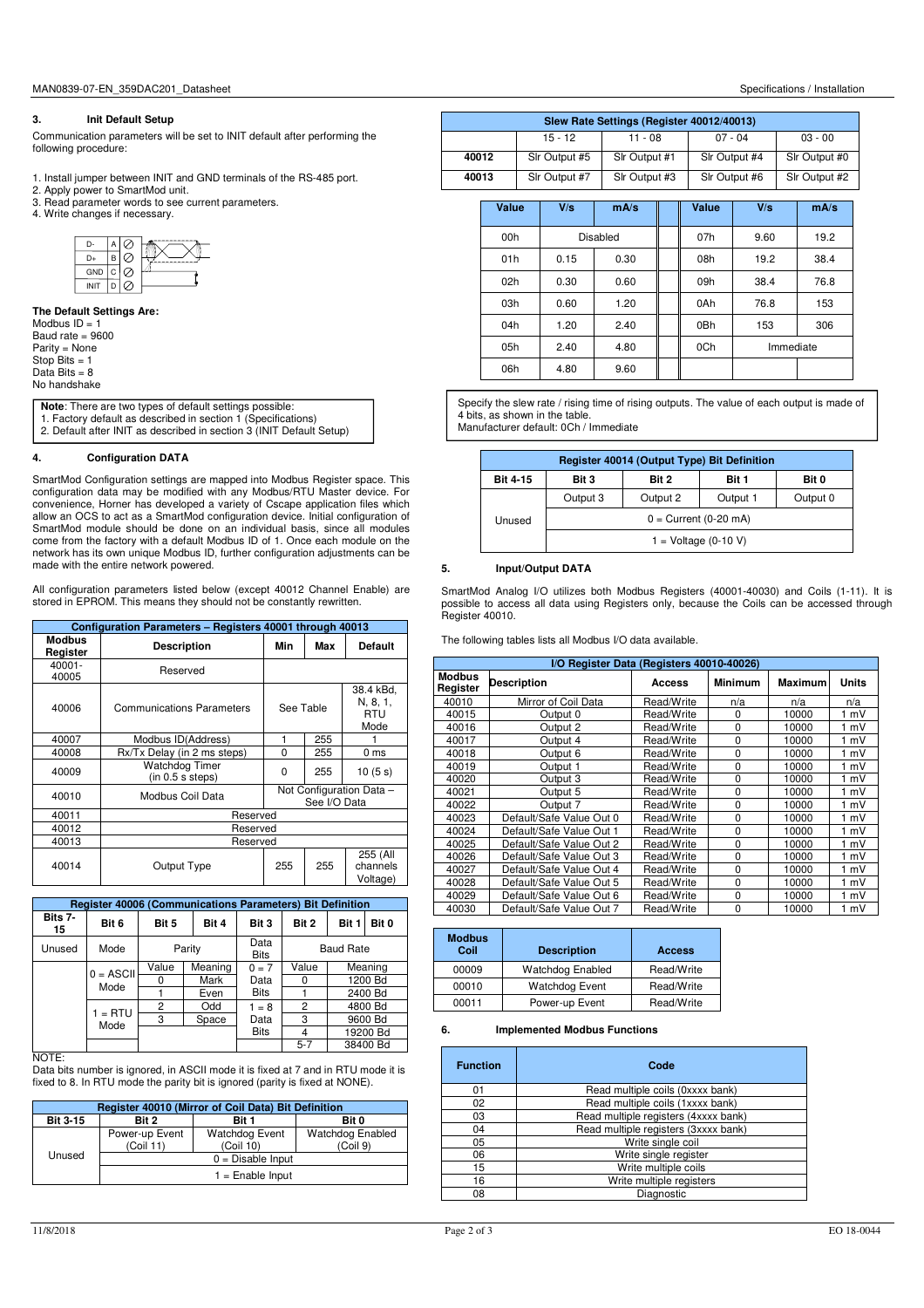## 3. Init Default Setup

Communication parameters will be set to INIT default after performing the following procedure:

1. Install jumper between INIT and GND terminals of the RS-485 port.
2. Apply power to SmartMod unit.
3. Read parameter words to see current parameters.
4. Write changes if necessary.

| | | |
|---|---|---|
| D- | A | ⊘ |
| D+ | B | ⊘ |
| GND | C | ⊘ |
| INIT | D | ⊘ |

**The Default Settings Are:**
Modbus ID = 1
Baud rate = 9600
Parity = None
Stop Bits = 1
Data Bits = 8
No handshake

**Note**: There are two types of default settings possible:
1. Factory default as described in section 1 (Specifications)
2. Default after INIT as described in section 3 (INIT Default Setup)

## 4. Configuration DATA

SmartMod Configuration settings are mapped into Modbus Register space. This configuration data may be modified with any Modbus/RTU Master device. For convenience, Horner has developed a variety of Cscape application files which allow an OCS to act as a SmartMod configuration device. Initial configuration of SmartMod module should be done on an individual basis, since all modules come from the factory with a default Modbus ID of 1. Once each module on the network has its own unique Modbus ID, further configuration adjustments can be made with the entire network powered.

All configuration parameters listed below (except 40012 Channel Enable) are stored in EPROM. This means they should not be constantly rewritten.

**Configuration Parameters – Registers 40001 through 40013**

| Modbus Register | Description | Min | Max | Default |
|---|---|---|---|---|
| 40001-40005 | Reserved | | | |
| 40006 | Communications Parameters | See Table | | 38.4 kBd, N, 8, 1, RTU Mode |
| 40007 | Modbus ID(Address) | 1 | 255 | 1 |
| 40008 | Rx/Tx Delay (in 2 ms steps) | 0 | 255 | 0 ms |
| 40009 | Watchdog Timer (in 0.5 s steps) | 0 | 255 | 10 (5 s) |
| 40010 | Modbus Coil Data | Not Configuration Data – See I/O Data | | |
| 40011 | Reserved | | | |
| 40012 | Reserved | | | |
| 40013 | Reserved | | | |
| 40014 | Output Type | 255 | 255 | 255 (All channels Voltage) |

**Register 40006 (Communications Parameters) Bit Definition**

| Bits 7-15 | Bit 6 | Bit 5 | Bit 4 | Bit 3 | Bit 2 | Bit 1 | Bit 0 |
|---|---|---|---|---|---|---|---|
| Unused | Mode | Parity | | Data Bits | Baud Rate | | |
| | 0 = ASCII Mode | Value | Meaning | 0 = 7 Data Bits | Value | Meaning | |
| | | 0 | Mark | | 0 | 1200 Bd | |
| | | 1 | Even | | 1 | 2400 Bd | |
| | 1 = RTU Mode | 2 | Odd | 1 = 8 Data Bits | 2 | 4800 Bd | |
| | | 3 | Space | | 3 | 9600 Bd | |
| | | | | | 4 | 19200 Bd | |
| | | | | | 5-7 | 38400 Bd | |

NOTE:
Data bits number is ignored, in ASCII mode it is fixed at 7 and in RTU mode it is fixed to 8. In RTU mode the parity bit is ignored (parity is fixed at NONE).

**Register 40010 (Mirror of Coil Data) Bit Definition**

| Bit 3-15 | Bit 2 | Bit 1 | Bit 0 |
|---|---|---|---|
| Unused | Power-up Event (Coil 11) | Watchdog Event (Coil 10) | Watchdog Enabled (Coil 9) |
| | 0 = Disable Input | | |
| | 1 = Enable Input | | |

**Slew Rate Settings (Register 40012/40013)**

| | 15 - 12 | 11 - 08 | 07 - 04 | 03 - 00 |
|---|---|---|---|---|
| 40012 | Slr Output #5 | Slr Output #1 | Slr Output #4 | Slr Output #0 |
| 40013 | Slr Output #7 | Slr Output #3 | Slr Output #6 | Slr Output #2 |

| Value | V/s | mA/s | Value | V/s | mA/s |
|---|---|---|---|---|---|
| 00h | Disabled | | 07h | 9.60 | 19.2 |
| 01h | 0.15 | 0.30 | 08h | 19.2 | 38.4 |
| 02h | 0.30 | 0.60 | 09h | 38.4 | 76.8 |
| 03h | 0.60 | 1.20 | 0Ah | 76.8 | 153 |
| 04h | 1.20 | 2.40 | 0Bh | 153 | 306 |
| 05h | 2.40 | 4.80 | 0Ch | Immediate | |
| 06h | 4.80 | 9.60 | | | |

Specify the slew rate / rising time of rising outputs. The value of each output is made of 4 bits, as shown in the table.
Manufacturer default: 0Ch / Immediate

**Register 40014 (Output Type) Bit Definition**

| Bit 4-15 | Bit 3 | Bit 2 | Bit 1 | Bit 0 |
|---|---|---|---|---|
| Unused | Output 3 | Output 2 | Output 1 | Output 0 |
| | 0 = Current (0-20 mA) | | | |
| | 1 = Voltage (0-10 V) | | | |

## 5. Input/Output DATA

SmartMod Analog I/O utilizes both Modbus Registers (40001-40030) and Coils (1-11). It is possible to access all data using Registers only, because the Coils can be accessed through Register 40010.

The following tables lists all Modbus I/O data available.

**I/O Register Data (Registers 40010-40026)**

| Modbus Register | Description | Access | Minimum | Maximum | Units |
|---|---|---|---|---|---|
| 40010 | Mirror of Coil Data | Read/Write | n/a | n/a | n/a |
| 40015 | Output 0 | Read/Write | 0 | 10000 | 1 mV |
| 40016 | Output 2 | Read/Write | 0 | 10000 | 1 mV |
| 40017 | Output 4 | Read/Write | 0 | 10000 | 1 mV |
| 40018 | Output 6 | Read/Write | 0 | 10000 | 1 mV |
| 40019 | Output 1 | Read/Write | 0 | 10000 | 1 mV |
| 40020 | Output 3 | Read/Write | 0 | 10000 | 1 mV |
| 40021 | Output 5 | Read/Write | 0 | 10000 | 1 mV |
| 40022 | Output 7 | Read/Write | 0 | 10000 | 1 mV |
| 40023 | Default/Safe Value Out 0 | Read/Write | 0 | 10000 | 1 mV |
| 40024 | Default/Safe Value Out 1 | Read/Write | 0 | 10000 | 1 mV |
| 40025 | Default/Safe Value Out 2 | Read/Write | 0 | 10000 | 1 mV |
| 40026 | Default/Safe Value Out 3 | Read/Write | 0 | 10000 | 1 mV |
| 40027 | Default/Safe Value Out 4 | Read/Write | 0 | 10000 | 1 mV |
| 40028 | Default/Safe Value Out 5 | Read/Write | 0 | 10000 | 1 mV |
| 40029 | Default/Safe Value Out 6 | Read/Write | 0 | 10000 | 1 mV |
| 40030 | Default/Safe Value Out 7 | Read/Write | 0 | 10000 | 1 mV |

| Modbus Coil | Description | Access |
|---|---|---|
| 00009 | Watchdog Enabled | Read/Write |
| 00010 | Watchdog Event | Read/Write |
| 00011 | Power-up Event | Read/Write |

## 6. Implemented Modbus Functions

| Function | Code |
|---|---|
| 01 | Read multiple coils (0xxxx bank) |
| 02 | Read multiple coils (1xxxx bank) |
| 03 | Read multiple registers (4xxxx bank) |
| 04 | Read multiple registers (3xxxx bank) |
| 05 | Write single coil |
| 06 | Write single register |
| 15 | Write multiple coils |
| 16 | Write multiple registers |
| 08 | Diagnostic |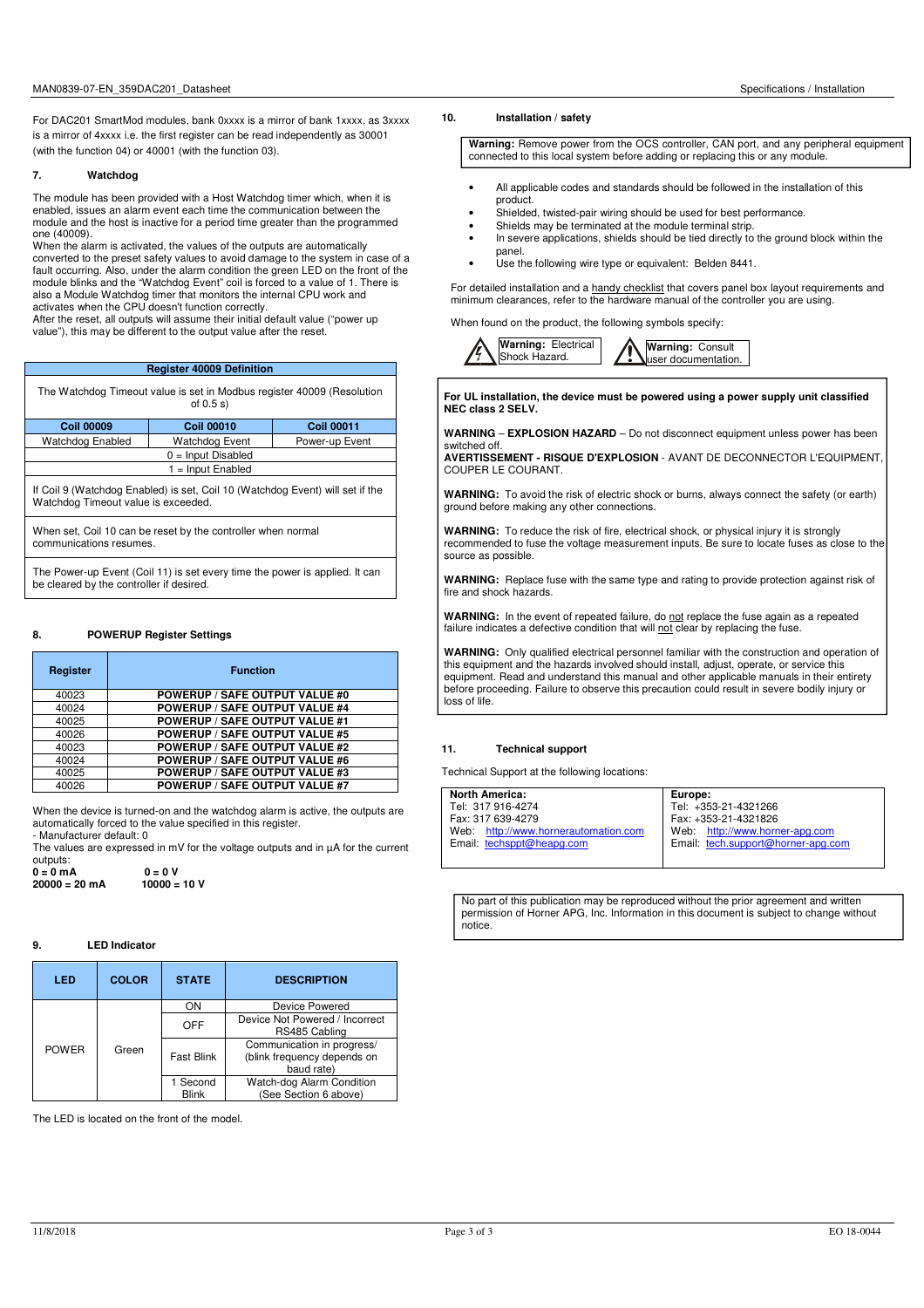For DAC201 SmartMod modules, bank 0xxxx is a mirror of bank 1xxxx, as 3xxxx is a mirror of 4xxxx i.e. the first register can be read independently as 30001 (with the function 04) or 40001 (with the function 03).

## 7. Watchdog

The module has been provided with a Host Watchdog timer which, when it is enabled, issues an alarm event each time the communication between the module and the host is inactive for a period time greater than the programmed one (40009).
When the alarm is activated, the values of the outputs are automatically converted to the preset safety values to avoid damage to the system in case of a fault occurring. Also, under the alarm condition the green LED on the front of the module blinks and the "Watchdog Event" coil is forced to a value of 1. There is also a Module Watchdog timer that monitors the internal CPU work and activates when the CPU doesn't function correctly.
After the reset, all outputs will assume their initial default value ("power up value"), this may be different to the output value after the reset.

| Register 40009 Definition | | |
|---|---|---|
| The Watchdog Timeout value is set in Modbus register 40009 (Resolution of 0.5 s) | | |
| **Coil 00009** | **Coil 00010** | **Coil 00011** |
| Watchdog Enabled | Watchdog Event | Power-up Event |
| 0 = Input Disabled | | |
| 1 = Input Enabled | | |
| If Coil 9 (Watchdog Enabled) is set, Coil 10 (Watchdog Event) will set if the Watchdog Timeout value is exceeded. | | |
| When set, Coil 10 can be reset by the controller when normal communications resumes. | | |
| The Power-up Event (Coil 11) is set every time the power is applied. It can be cleared by the controller if desired. | | |

## 8. POWERUP Register Settings

| Register | Function |
|---|---|
| 40023 | **POWERUP / SAFE OUTPUT VALUE #0** |
| 40024 | **POWERUP / SAFE OUTPUT VALUE #4** |
| 40025 | **POWERUP / SAFE OUTPUT VALUE #1** |
| 40026 | **POWERUP / SAFE OUTPUT VALUE #5** |
| 40023 | **POWERUP / SAFE OUTPUT VALUE #2** |
| 40024 | **POWERUP / SAFE OUTPUT VALUE #6** |
| 40025 | **POWERUP / SAFE OUTPUT VALUE #3** |
| 40026 | **POWERUP / SAFE OUTPUT VALUE #7** |

When the device is turned-on and the watchdog alarm is active, the outputs are automatically forced to the value specified in this register.
- Manufacturer default: 0
The values are expressed in mV for the voltage outputs and in µA for the current outputs:
**0 = 0 mA** **0 = 0 V**
**20000 = 20 mA** **10000 = 10 V**

## 9. LED Indicator

| LED | COLOR | STATE | DESCRIPTION |
|---|---|---|---|
| POWER | Green | ON | Device Powered |
| | | OFF | Device Not Powered / Incorrect RS485 Cabling |
| | | Fast Blink | Communication in progress/ (blink frequency depends on baud rate) |
| | | 1 Second Blink | Watch-dog Alarm Condition (See Section 6 above) |

The LED is located on the front of the model.

## 10. Installation / safety

**Warning:** Remove power from the OCS controller, CAN port, and any peripheral equipment connected to this local system before adding or replacing this or any module.

- All applicable codes and standards should be followed in the installation of this product.
- Shielded, twisted-pair wiring should be used for best performance.
- Shields may be terminated at the module terminal strip.
- In severe applications, shields should be tied directly to the ground block within the panel.
- Use the following wire type or equivalent: Belden 8441.

For detailed installation and a handy checklist that covers panel box layout requirements and minimum clearances, refer to the hardware manual of the controller you are using.

When found on the product, the following symbols specify:

**Warning:** Electrical Shock Hazard.

**Warning:** Consult user documentation.

**For UL installation, the device must be powered using a power supply unit classified NEC class 2 SELV.**

**WARNING** – **EXPLOSION HAZARD** – Do not disconnect equipment unless power has been switched off.
**AVERTISSEMENT - RISQUE D'EXPLOSION** - AVANT DE DECONNECTOR L'EQUIPMENT, COUPER LE COURANT.

**WARNING:** To avoid the risk of electric shock or burns, always connect the safety (or earth) ground before making any other connections.

**WARNING:** To reduce the risk of fire, electrical shock, or physical injury it is strongly recommended to fuse the voltage measurement inputs. Be sure to locate fuses as close to the source as possible.

**WARNING:** Replace fuse with the same type and rating to provide protection against risk of fire and shock hazards.

**WARNING:** In the event of repeated failure, do not replace the fuse again as a repeated failure indicates a defective condition that will not clear by replacing the fuse.

**WARNING:** Only qualified electrical personnel familiar with the construction and operation of this equipment and the hazards involved should install, adjust, operate, or service this equipment. Read and understand this manual and other applicable manuals in their entirety before proceeding. Failure to observe this precaution could result in severe bodily injury or loss of life.

## 11. Technical support

Technical Support at the following locations:

| North America: | Europe: |
|---|---|
| Tel: 317 916-4274 | Tel: +353-21-4321266 |
| Fax: 317 639-4279 | Fax: +353-21-4321826 |
| Web: http://www.hornerautomation.com | Web: http://www.horner-apg.com |
| Email: techsppt@heapg.com | Email: tech.support@horner-apg.com |

No part of this publication may be reproduced without the prior agreement and written permission of Horner APG, Inc. Information in this document is subject to change without notice.